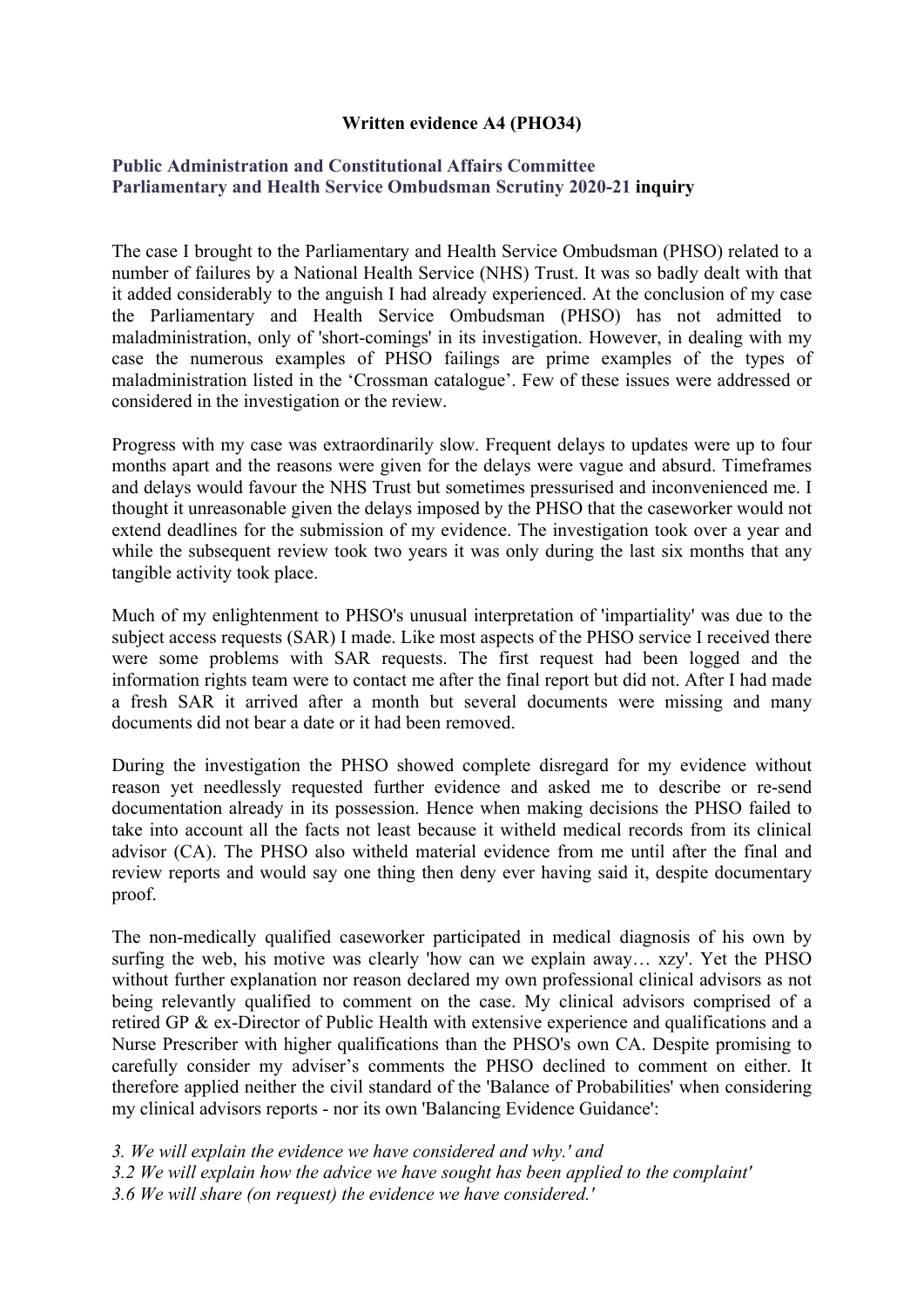**Written evidence A4 (PHO34)**

**Public Administration and Constitutional Affairs Committee**
**Parliamentary and Health Service Ombudsman Scrutiny 2020-21 inquiry**

The case I brought to the Parliamentary and Health Service Ombudsman (PHSO) related to a number of failures by a National Health Service (NHS) Trust. It was so badly dealt with that it added considerably to the anguish I had already experienced. At the conclusion of my case the Parliamentary and Health Service Ombudsman (PHSO) has not admitted to maladministration, only of 'short-comings' in its investigation. However, in dealing with my case the numerous examples of PHSO failings are prime examples of the types of maladministration listed in the 'Crossman catalogue'. Few of these issues were addressed or considered in the investigation or the review.

Progress with my case was extraordinarily slow. Frequent delays to updates were up to four months apart and the reasons were given for the delays were vague and absurd. Timeframes and delays would favour the NHS Trust but sometimes pressurised and inconvenienced me. I thought it unreasonable given the delays imposed by the PHSO that the caseworker would not extend deadlines for the submission of my evidence. The investigation took over a year and while the subsequent review took two years it was only during the last six months that any tangible activity took place.

Much of my enlightenment to PHSO's unusual interpretation of 'impartiality' was due to the subject access requests (SAR) I made. Like most aspects of the PHSO service I received there were some problems with SAR requests. The first request had been logged and the information rights team were to contact me after the final report but did not. After I had made a fresh SAR it arrived after a month but several documents were missing and many documents did not bear a date or it had been removed.

During the investigation the PHSO showed complete disregard for my evidence without reason yet needlessly requested further evidence and asked me to describe or re-send documentation already in its possession. Hence when making decisions the PHSO failed to take into account all the facts not least because it witheld medical records from its clinical advisor (CA). The PHSO also witheld material evidence from me until after the final and review reports and would say one thing then deny ever having said it, despite documentary proof.

The non-medically qualified caseworker participated in medical diagnosis of his own by surfing the web, his motive was clearly 'how can we explain away… xzy'. Yet the PHSO without further explanation nor reason declared my own professional clinical advisors as not being relevantly qualified to comment on the case. My clinical advisors comprised of a retired GP & ex-Director of Public Health with extensive experience and qualifications and a Nurse Prescriber with higher qualifications than the PHSO's own CA. Despite promising to carefully consider my adviser's comments the PHSO declined to comment on either. It therefore applied neither the civil standard of the 'Balance of Probabilities' when considering my clinical advisors reports - nor its own 'Balancing Evidence Guidance':

*3. We will explain the evidence we have considered and why.' and*
*3.2 We will explain how the advice we have sought has been applied to the complaint'*
*3.6 We will share (on request) the evidence we have considered.'*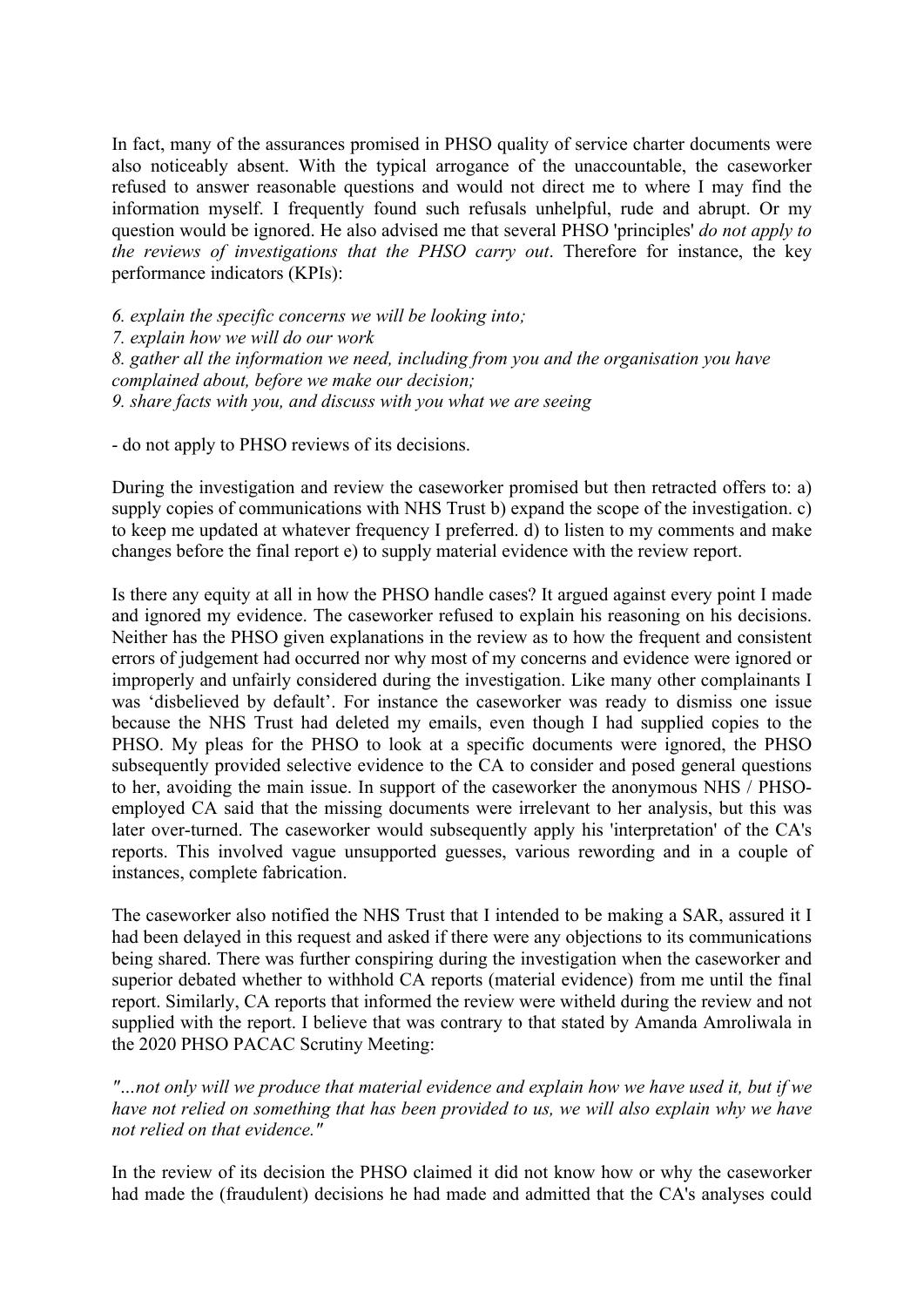In fact, many of the assurances promised in PHSO quality of service charter documents were also noticeably absent. With the typical arrogance of the unaccountable, the caseworker refused to answer reasonable questions and would not direct me to where I may find the information myself. I frequently found such refusals unhelpful, rude and abrupt. Or my question would be ignored. He also advised me that several PHSO 'principles' *do not apply to the reviews of investigations that the PHSO carry out*. Therefore for instance, the key performance indicators (KPIs):

*6. explain the specific concerns we will be looking into;*
*7. explain how we will do our work*
*8. gather all the information we need, including from you and the organisation you have complained about, before we make our decision;*
*9. share facts with you, and discuss with you what we are seeing*

- do not apply to PHSO reviews of its decisions.

During the investigation and review the caseworker promised but then retracted offers to: a) supply copies of communications with NHS Trust b) expand the scope of the investigation. c) to keep me updated at whatever frequency I preferred. d) to listen to my comments and make changes before the final report e) to supply material evidence with the review report.

Is there any equity at all in how the PHSO handle cases? It argued against every point I made and ignored my evidence. The caseworker refused to explain his reasoning on his decisions. Neither has the PHSO given explanations in the review as to how the frequent and consistent errors of judgement had occurred nor why most of my concerns and evidence were ignored or improperly and unfairly considered during the investigation. Like many other complainants I was 'disbelieved by default'. For instance the caseworker was ready to dismiss one issue because the NHS Trust had deleted my emails, even though I had supplied copies to the PHSO. My pleas for the PHSO to look at a specific documents were ignored, the PHSO subsequently provided selective evidence to the CA to consider and posed general questions to her, avoiding the main issue. In support of the caseworker the anonymous NHS / PHSO-employed CA said that the missing documents were irrelevant to her analysis, but this was later over-turned. The caseworker would subsequently apply his 'interpretation' of the CA's reports. This involved vague unsupported guesses, various rewording and in a couple of instances, complete fabrication.

The caseworker also notified the NHS Trust that I intended to be making a SAR, assured it I had been delayed in this request and asked if there were any objections to its communications being shared. There was further conspiring during the investigation when the caseworker and superior debated whether to withhold CA reports (material evidence) from me until the final report. Similarly, CA reports that informed the review were witheld during the review and not supplied with the report. I believe that was contrary to that stated by Amanda Amroliwala in the 2020 PHSO PACAC Scrutiny Meeting:

*"...not only will we produce that material evidence and explain how we have used it, but if we have not relied on something that has been provided to us, we will also explain why we have not relied on that evidence."*

In the review of its decision the PHSO claimed it did not know how or why the caseworker had made the (fraudulent) decisions he had made and admitted that the CA's analyses could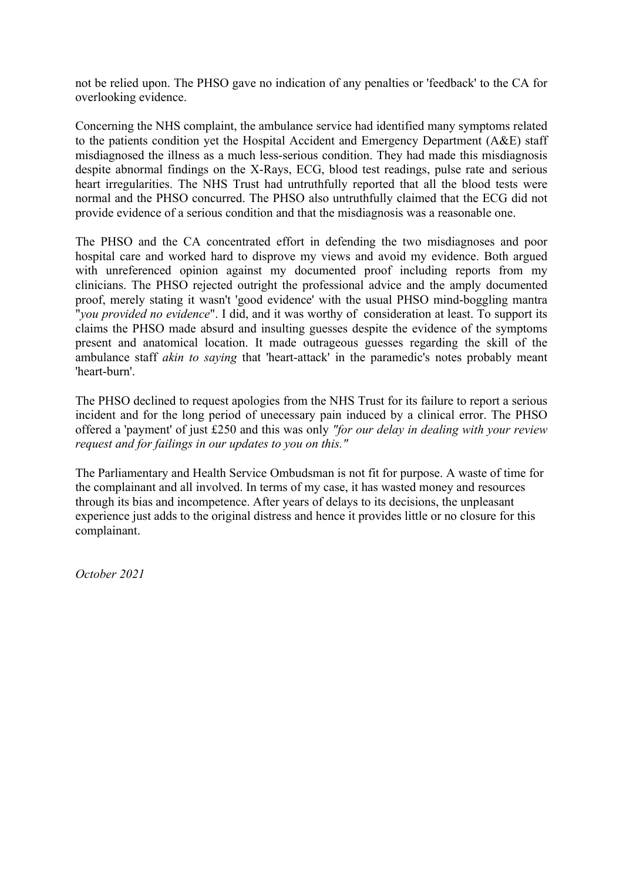not be relied upon. The PHSO gave no indication of any penalties or 'feedback' to the CA for overlooking evidence.

Concerning the NHS complaint, the ambulance service had identified many symptoms related to the patients condition yet the Hospital Accident and Emergency Department (A&E) staff misdiagnosed the illness as a much less-serious condition. They had made this misdiagnosis despite abnormal findings on the X-Rays, ECG, blood test readings, pulse rate and serious heart irregularities. The NHS Trust had untruthfully reported that all the blood tests were normal and the PHSO concurred. The PHSO also untruthfully claimed that the ECG did not provide evidence of a serious condition and that the misdiagnosis was a reasonable one.

The PHSO and the CA concentrated effort in defending the two misdiagnoses and poor hospital care and worked hard to disprove my views and avoid my evidence. Both argued with unreferenced opinion against my documented proof including reports from my clinicians. The PHSO rejected outright the professional advice and the amply documented proof, merely stating it wasn't 'good evidence' with the usual PHSO mind-boggling mantra "*you provided no evidence*". I did, and it was worthy of consideration at least. To support its claims the PHSO made absurd and insulting guesses despite the evidence of the symptoms present and anatomical location. It made outrageous guesses regarding the skill of the ambulance staff *akin to saying* that 'heart-attack' in the paramedic's notes probably meant 'heart-burn'.

The PHSO declined to request apologies from the NHS Trust for its failure to report a serious incident and for the long period of unecessary pain induced by a clinical error. The PHSO offered a 'payment' of just £250 and this was only *"for our delay in dealing with your review request and for failings in our updates to you on this."*

The Parliamentary and Health Service Ombudsman is not fit for purpose. A waste of time for the complainant and all involved. In terms of my case, it has wasted money and resources through its bias and incompetence. After years of delays to its decisions, the unpleasant experience just adds to the original distress and hence it provides little or no closure for this complainant.

*October 2021*